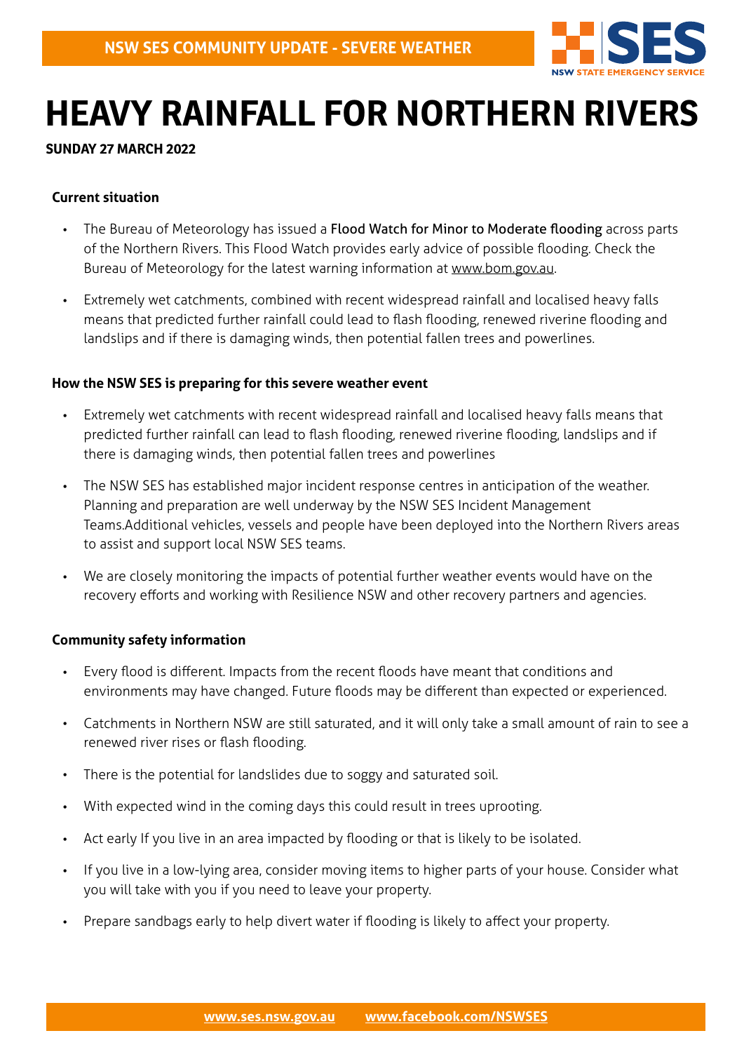NSW SES COMMUNITY UPDATE - SEVERE WEATHER

# HEAVY RAINFALL FOR NORTHERN RIVERS

**SUNDAY 27 MARCH 2022**

**Current situation**

- The Bureau of Meteorology has issued a **Flood Watch for Minor to Moderate flooding** across parts of the Northern Rivers. This Flood Watch provides early advice of possible flooding. Check the Bureau of Meteorology for the latest warning information at www.bom.gov.au.
- Extremely wet catchments, combined with recent widespread rainfall and localised heavy falls means that predicted further rainfall could lead to flash flooding, renewed riverine flooding and landslips and if there is damaging winds, then potential fallen trees and powerlines.

**How the NSW SES is preparing for this severe weather event**

- Extremely wet catchments with recent widespread rainfall and localised heavy falls means that predicted further rainfall can lead to flash flooding, renewed riverine flooding, landslips and if there is damaging winds, then potential fallen trees and powerlines
- The NSW SES has established major incident response centres in anticipation of the weather. Planning and preparation are well underway by the NSW SES Incident Management Teams.Additional vehicles, vessels and people have been deployed into the Northern Rivers areas to assist and support local NSW SES teams.
- We are closely monitoring the impacts of potential further weather events would have on the recovery efforts and working with Resilience NSW and other recovery partners and agencies.

**Community safety information**

- Every flood is different. Impacts from the recent floods have meant that conditions and environments may have changed. Future floods may be different than expected or experienced.
- Catchments in Northern NSW are still saturated, and it will only take a small amount of rain to see a renewed river rises or flash flooding.
- There is the potential for landslides due to soggy and saturated soil.
- With expected wind in the coming days this could result in trees uprooting.
- Act early If you live in an area impacted by flooding or that is likely to be isolated.
- If you live in a low-lying area, consider moving items to higher parts of your house. Consider what you will take with you if you need to leave your property.
- Prepare sandbags early to help divert water if flooding is likely to affect your property.

**www.ses.nsw.gov.au** **www.facebook.com/NSWSES**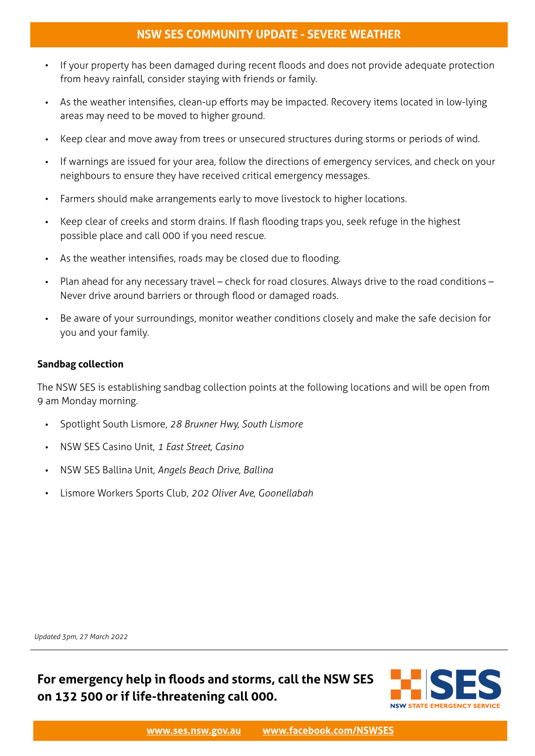## NSW SES COMMUNITY UPDATE - SEVERE WEATHER

- If your property has been damaged during recent floods and does not provide adequate protection from heavy rainfall, consider staying with friends or family.
- As the weather intensifies, clean-up efforts may be impacted. Recovery items located in low-lying areas may need to be moved to higher ground.
- Keep clear and move away from trees or unsecured structures during storms or periods of wind.
- If warnings are issued for your area, follow the directions of emergency services, and check on your neighbours to ensure they have received critical emergency messages.
- Farmers should make arrangements early to move livestock to higher locations.
- Keep clear of creeks and storm drains. If flash flooding traps you, seek refuge in the highest possible place and call 000 if you need rescue.
- As the weather intensifies, roads may be closed due to flooding.
- Plan ahead for any necessary travel – check for road closures. Always drive to the road conditions – Never drive around barriers or through flood or damaged roads.
- Be aware of your surroundings, monitor weather conditions closely and make the safe decision for you and your family.

**Sandbag collection**

The NSW SES is establishing sandbag collection points at the following locations and will be open from 9 am Monday morning.

- Spotlight South Lismore, *28 Bruxner Hwy, South Lismore*
- NSW SES Casino Unit, *1 East Street, Casino*
- NSW SES Ballina Unit, *Angels Beach Drive, Ballina*
- Lismore Workers Sports Club, *202 Oliver Ave, Goonellabah*

*Updated 3pm, 27 March 2022*

**For emergency help in floods and storms, call the NSW SES on 132 500 or if life-threatening call 000.**

SES NSW STATE EMERGENCY SERVICE

www.ses.nsw.gov.au www.facebook.com/NSWSES